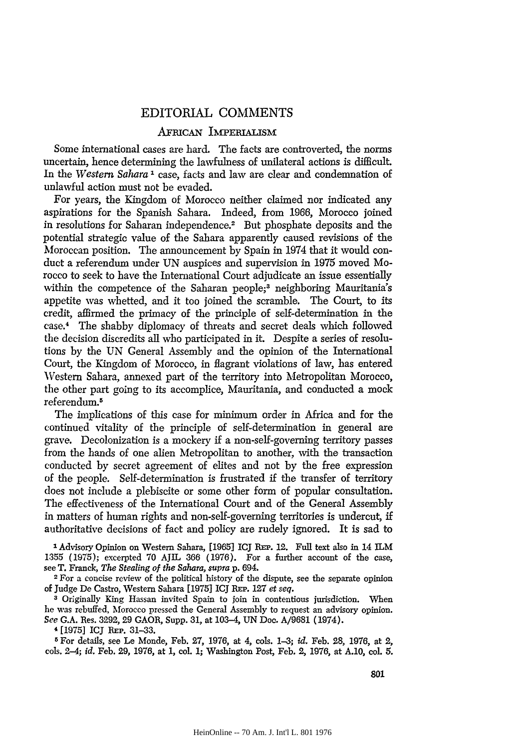# EDITORIAL COMMENTS

## African Imperialism

Some international cases are hard. The facts are controverted, the norms uncertain, hence determining the lawfulness of unilateral actions is difficult. In the *Western Sahara*[1] case, facts and law are clear and condemnation of unlawful action must not be evaded.

For years, the Kingdom of Morocco neither claimed nor indicated any aspirations for the Spanish Sahara. Indeed, from 1966, Morocco joined in resolutions for Saharan independence.[2] But phosphate deposits and the potential strategic value of the Sahara apparently caused revisions of the Moroccan position. The announcement by Spain in 1974 that it would conduct a referendum under UN auspices and supervision in 1975 moved Morocco to seek to have the International Court adjudicate an issue essentially within the competence of the Saharan people;[3] neighboring Mauritania's appetite was whetted, and it too joined the scramble. The Court, to its credit, affirmed the primacy of the principle of self-determination in the case.[4] The shabby diplomacy of threats and secret deals which followed the decision discredits all who participated in it. Despite a series of resolutions by the UN General Assembly and the opinion of the International Court, the Kingdom of Morocco, in flagrant violations of law, has entered Western Sahara, annexed part of the territory into Metropolitan Morocco, the other part going to its accomplice, Mauritania, and conducted a mock referendum.[5]

The implications of this case for minimum order in Africa and for the continued vitality of the principle of self-determination in general are grave. Decolonization is a mockery if a non-self-governing territory passes from the hands of one alien Metropolitan to another, with the transaction conducted by secret agreement of elites and not by the free expression of the people. Self-determination is frustrated if the transfer of territory does not include a plebiscite or some other form of popular consultation. The effectiveness of the International Court and of the General Assembly in matters of human rights and non-self-governing territories is undercut, if authoritative decisions of fact and policy are rudely ignored. It is sad to

[1] Advisory Opinion on Western Sahara, [1965] ICJ Rep. 12. Full text also in 14 ILM 1355 (1975); excerpted 70 AJIL 366 (1976). For a further account of the case, see T. Franck, *The Stealing of the Sahara, supra* p. 694.

[2] For a concise review of the political history of the dispute, see the separate opinion of Judge De Castro, Western Sahara [1975] ICJ Rep. 127 *et seq.*

[3] Originally King Hassan invited Spain to join in contentious jurisdiction. When he was rebuffed, Morocco pressed the General Assembly to request an advisory opinion. *See* G.A. Res. 3292, 29 GAOR, Supp. 31, at 103–4, UN Doc. A/9681 (1974).

[4] [1975] ICJ Rep. 31–33.

[5] For details, see Le Monde, Feb. 27, 1976, at 4, cols. 1–3; *id.* Feb. 28, 1976, at 2, cols. 2–4; *id.* Feb. 29, 1976, at 1, col. 1; Washington Post, Feb. 2, 1976, at A.10, col. 5.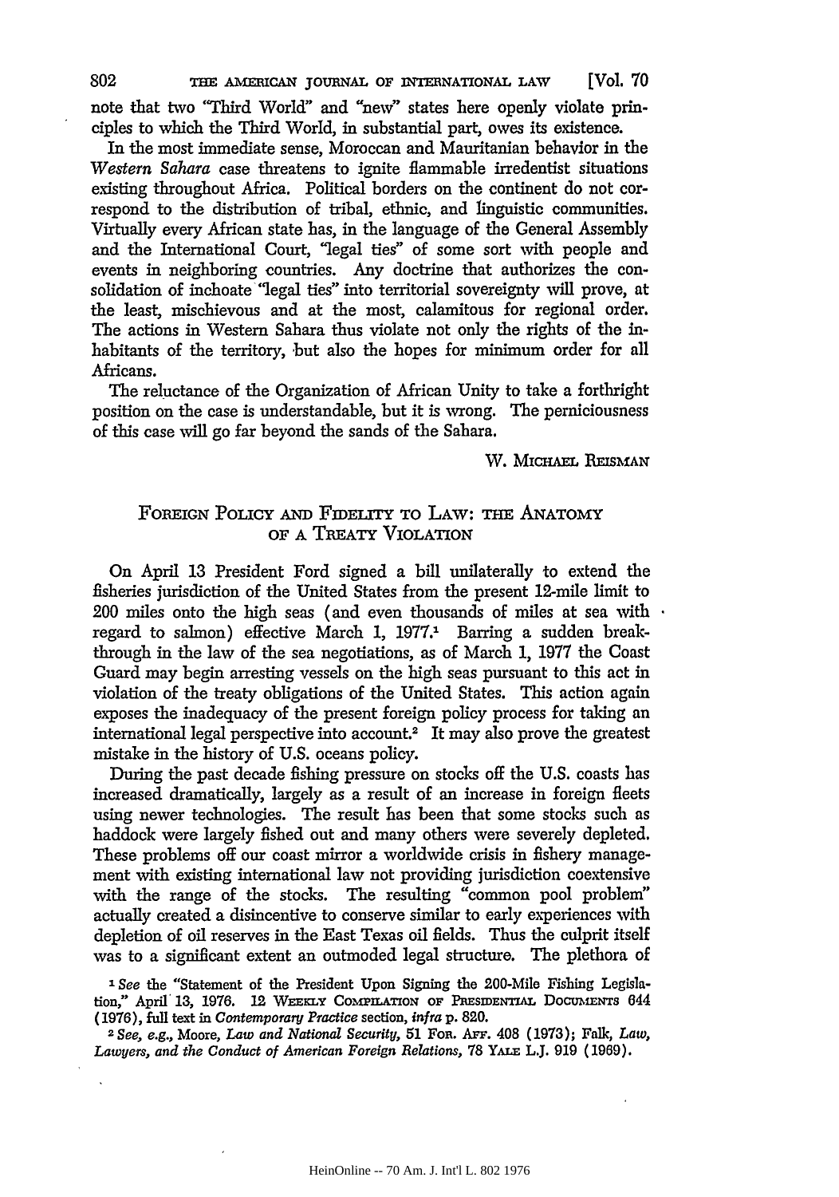note that two "Third World" and "new" states here openly violate principles to which the Third World, in substantial part, owes its existence.

In the most immediate sense, Moroccan and Mauritanian behavior in the *Western Sahara* case threatens to ignite flammable irredentist situations existing throughout Africa. Political borders on the continent do not correspond to the distribution of tribal, ethnic, and linguistic communities. Virtually every African state has, in the language of the General Assembly and the International Court, "legal ties" of some sort with people and events in neighboring countries. Any doctrine that authorizes the consolidation of inchoate "legal ties" into territorial sovereignty will prove, at the least, mischievous and at the most, calamitous for regional order. The actions in Western Sahara thus violate not only the rights of the inhabitants of the territory, but also the hopes for minimum order for all Africans.

The reluctance of the Organization of African Unity to take a forthright position on the case is understandable, but it is wrong. The perniciousness of this case will go far beyond the sands of the Sahara.

W. MICHAEL REISMAN

## FOREIGN POLICY AND FIDELITY TO LAW: THE ANATOMY OF A TREATY VIOLATION

On April 13 President Ford signed a bill unilaterally to extend the fisheries jurisdiction of the United States from the present 12-mile limit to 200 miles onto the high seas (and even thousands of miles at sea with regard to salmon) effective March 1, 1977.[1] Barring a sudden breakthrough in the law of the sea negotiations, as of March 1, 1977 the Coast Guard may begin arresting vessels on the high seas pursuant to this act in violation of the treaty obligations of the United States. This action again exposes the inadequacy of the present foreign policy process for taking an international legal perspective into account.[2] It may also prove the greatest mistake in the history of U.S. oceans policy.

During the past decade fishing pressure on stocks off the U.S. coasts has increased dramatically, largely as a result of an increase in foreign fleets using newer technologies. The result has been that some stocks such as haddock were largely fished out and many others were severely depleted. These problems off our coast mirror a worldwide crisis in fishery management with existing international law not providing jurisdiction coextensive with the range of the stocks. The resulting "common pool problem" actually created a disincentive to conserve similar to early experiences with depletion of oil reserves in the East Texas oil fields. Thus the culprit itself was to a significant extent an outmoded legal structure. The plethora of

[1] *See* the "Statement of the President Upon Signing the 200-Mile Fishing Legislation," April 13, 1976. 12 WEEKLY COMPILATION OF PRESIDENTIAL DOCUMENTS 644 (1976), full text in *Contemporary Practice* section, *infra* p. 820.

[2] *See, e.g.,* Moore, *Law and National Security,* 51 FOR. AFF. 408 (1973); Falk, *Law, Lawyers, and the Conduct of American Foreign Relations,* 78 YALE L.J. 919 (1969).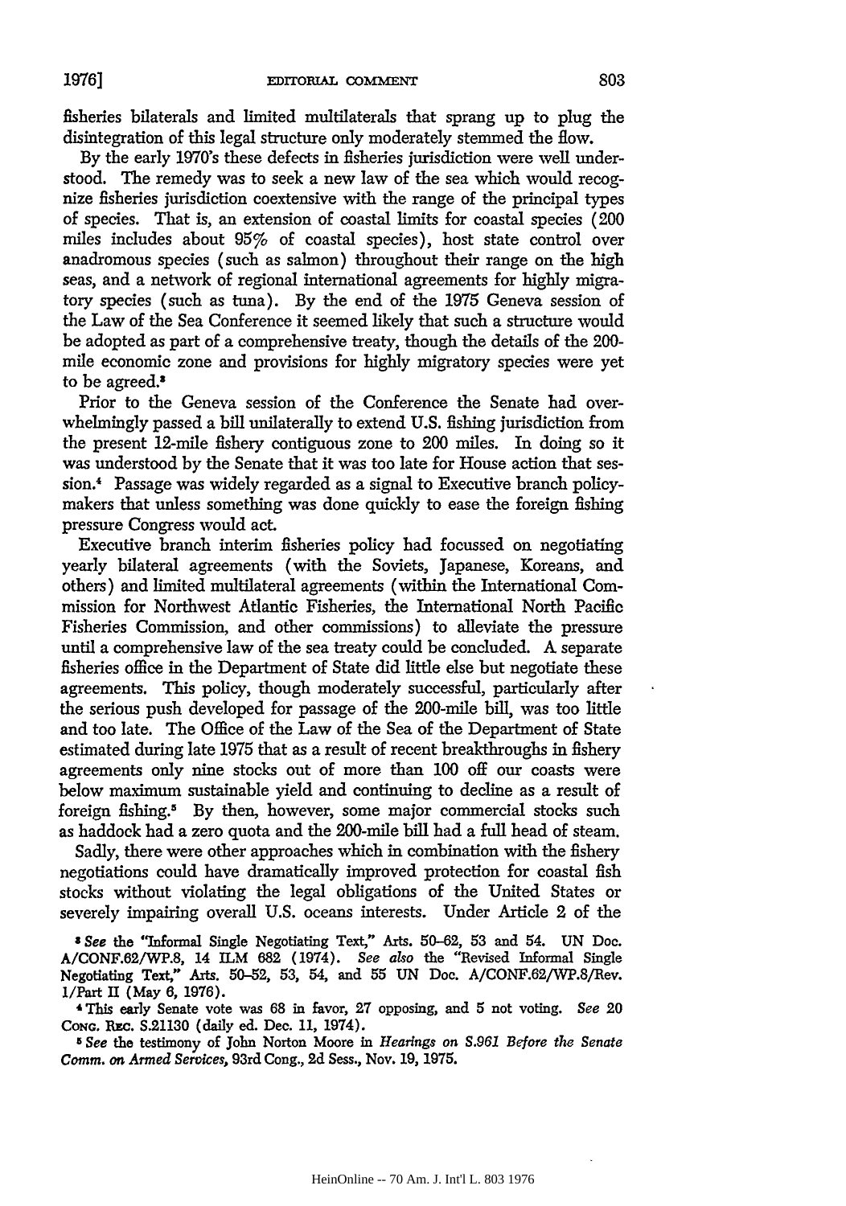fisheries bilaterals and limited multilaterals that sprang up to plug the disintegration of this legal structure only moderately stemmed the flow.

By the early 1970's these defects in fisheries jurisdiction were well understood. The remedy was to seek a new law of the sea which would recognize fisheries jurisdiction coextensive with the range of the principal types of species. That is, an extension of coastal limits for coastal species (200 miles includes about 95% of coastal species), host state control over anadromous species (such as salmon) throughout their range on the high seas, and a network of regional international agreements for highly migratory species (such as tuna). By the end of the 1975 Geneva session of the Law of the Sea Conference it seemed likely that such a structure would be adopted as part of a comprehensive treaty, though the details of the 200-mile economic zone and provisions for highly migratory species were yet to be agreed.[3]

Prior to the Geneva session of the Conference the Senate had overwhelmingly passed a bill unilaterally to extend U.S. fishing jurisdiction from the present 12-mile fishery contiguous zone to 200 miles. In doing so it was understood by the Senate that it was too late for House action that session.[4] Passage was widely regarded as a signal to Executive branch policymakers that unless something was done quickly to ease the foreign fishing pressure Congress would act.

Executive branch interim fisheries policy had focussed on negotiating yearly bilateral agreements (with the Soviets, Japanese, Koreans, and others) and limited multilateral agreements (within the International Commission for Northwest Atlantic Fisheries, the International North Pacific Fisheries Commission, and other commissions) to alleviate the pressure until a comprehensive law of the sea treaty could be concluded. A separate fisheries office in the Department of State did little else but negotiate these agreements. This policy, though moderately successful, particularly after the serious push developed for passage of the 200-mile bill, was too little and too late. The Office of the Law of the Sea of the Department of State estimated during late 1975 that as a result of recent breakthroughs in fishery agreements only nine stocks out of more than 100 off our coasts were below maximum sustainable yield and continuing to decline as a result of foreign fishing.[5] By then, however, some major commercial stocks such as haddock had a zero quota and the 200-mile bill had a full head of steam.

Sadly, there were other approaches which in combination with the fishery negotiations could have dramatically improved protection for coastal fish stocks without violating the legal obligations of the United States or severely impairing overall U.S. oceans interests. Under Article 2 of the

[3] *See* the "Informal Single Negotiating Text," Arts. 50–62, 53 and 54. UN Doc. A/CONF.62/WP.8, 14 ILM 682 (1974). *See also* the "Revised Informal Single Negotiating Text," Arts. 50–52, 53, 54, and 55 UN Doc. A/CONF.62/WP.8/Rev. 1/Part II (May 6, 1976).

[4] This early Senate vote was 68 in favor, 27 opposing, and 5 not voting. *See* 20 CONG. REC. S.21130 (daily ed. Dec. 11, 1974).

[5] *See* the testimony of John Norton Moore in *Hearings on S.961 Before the Senate Comm. on Armed Services*, 93rd Cong., 2d Sess., Nov. 19, 1975.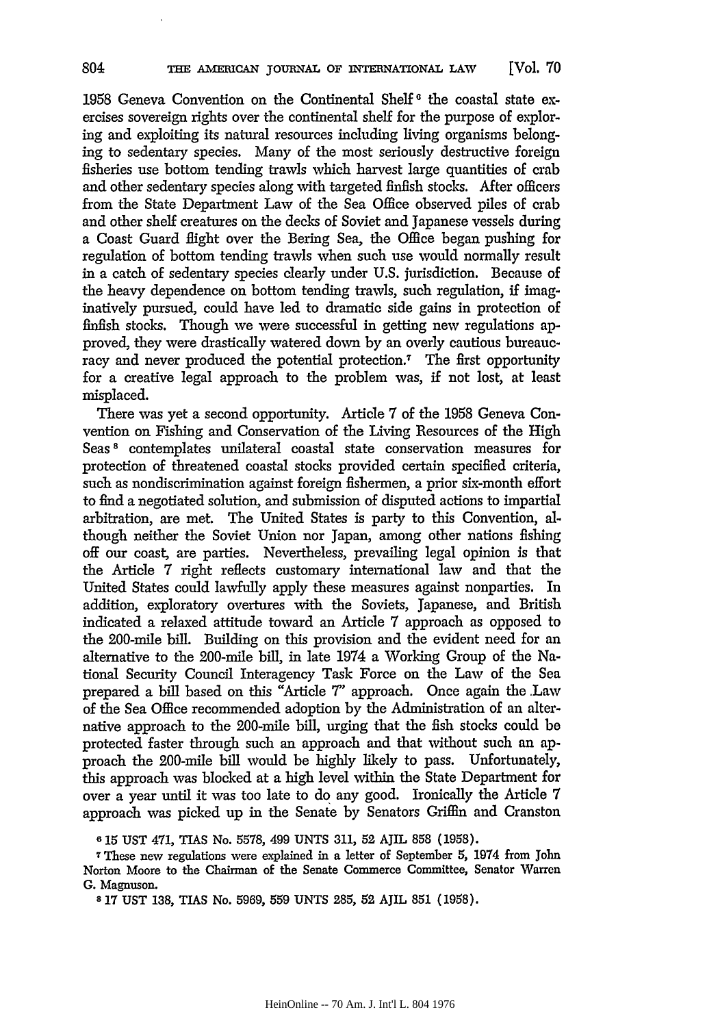1958 Geneva Convention on the Continental Shelf[6] the coastal state exercises sovereign rights over the continental shelf for the purpose of exploring and exploiting its natural resources including living organisms belonging to sedentary species. Many of the most seriously destructive foreign fisheries use bottom tending trawls which harvest large quantities of crab and other sedentary species along with targeted finfish stocks. After officers from the State Department Law of the Sea Office observed piles of crab and other shelf creatures on the decks of Soviet and Japanese vessels during a Coast Guard flight over the Bering Sea, the Office began pushing for regulation of bottom tending trawls when such use would normally result in a catch of sedentary species clearly under U.S. jurisdiction. Because of the heavy dependence on bottom tending trawls, such regulation, if imaginatively pursued, could have led to dramatic side gains in protection of finfish stocks. Though we were successful in getting new regulations approved, they were drastically watered down by an overly cautious bureaucracy and never produced the potential protection.[7] The first opportunity for a creative legal approach to the problem was, if not lost, at least misplaced.

There was yet a second opportunity. Article 7 of the 1958 Geneva Convention on Fishing and Conservation of the Living Resources of the High Seas[8] contemplates unilateral coastal state conservation measures for protection of threatened coastal stocks provided certain specified criteria, such as nondiscrimination against foreign fishermen, a prior six-month effort to find a negotiated solution, and submission of disputed actions to impartial arbitration, are met. The United States is party to this Convention, although neither the Soviet Union nor Japan, among other nations fishing off our coast, are parties. Nevertheless, prevailing legal opinion is that the Article 7 right reflects customary international law and that the United States could lawfully apply these measures against nonparties. In addition, exploratory overtures with the Soviets, Japanese, and British indicated a relaxed attitude toward an Article 7 approach as opposed to the 200-mile bill. Building on this provision and the evident need for an alternative to the 200-mile bill, in late 1974 a Working Group of the National Security Council Interagency Task Force on the Law of the Sea prepared a bill based on this "Article 7" approach. Once again the Law of the Sea Office recommended adoption by the Administration of an alternative approach to the 200-mile bill, urging that the fish stocks could be protected faster through such an approach and that without such an approach the 200-mile bill would be highly likely to pass. Unfortunately, this approach was blocked at a high level within the State Department for over a year until it was too late to do any good. Ironically the Article 7 approach was picked up in the Senate by Senators Griffin and Cranston

[6] 15 UST 471, TIAS No. 5578, 499 UNTS 311, 52 AJIL 858 (1958).

[7] These new regulations were explained in a letter of September 5, 1974 from John Norton Moore to the Chairman of the Senate Commerce Committee, Senator Warren G. Magnuson.

[8] 17 UST 138, TIAS No. 5969, 559 UNTS 285, 52 AJIL 851 (1958).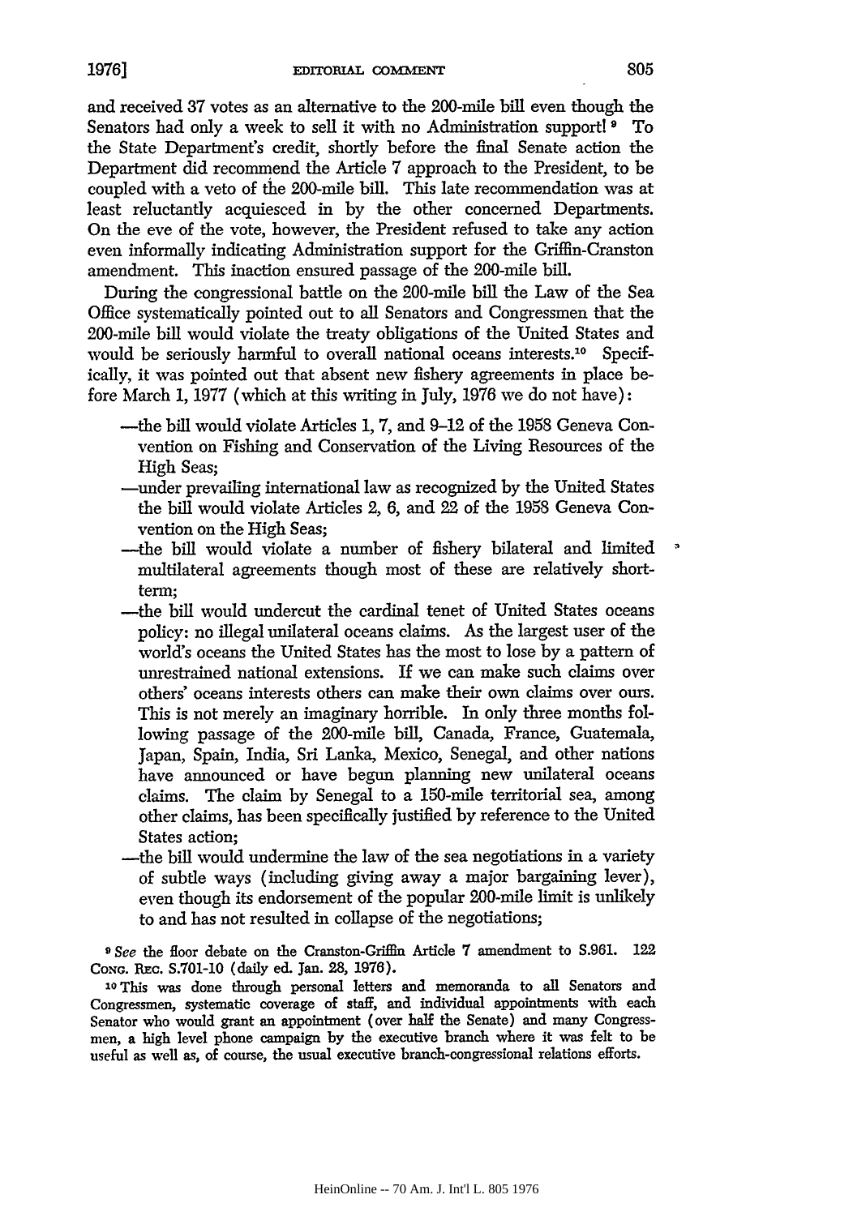and received 37 votes as an alternative to the 200-mile bill even though the Senators had only a week to sell it with no Administration support! [9] To the State Department's credit, shortly before the final Senate action the Department did recommend the Article 7 approach to the President, to be coupled with a veto of the 200-mile bill. This late recommendation was at least reluctantly acquiesced in by the other concerned Departments. On the eve of the vote, however, the President refused to take any action even informally indicating Administration support for the Griffin-Cranston amendment. This inaction ensured passage of the 200-mile bill.

During the congressional battle on the 200-mile bill the Law of the Sea Office systematically pointed out to all Senators and Congressmen that the 200-mile bill would violate the treaty obligations of the United States and would be seriously harmful to overall national oceans interests.[10] Specifically, it was pointed out that absent new fishery agreements in place before March 1, 1977 (which at this writing in July, 1976 we do not have):

- —the bill would violate Articles 1, 7, and 9–12 of the 1958 Geneva Convention on Fishing and Conservation of the Living Resources of the High Seas;
- —under prevailing international law as recognized by the United States the bill would violate Articles 2, 6, and 22 of the 1958 Geneva Convention on the High Seas;
- —the bill would violate a number of fishery bilateral and limited multilateral agreements though most of these are relatively short-term;
- —the bill would undercut the cardinal tenet of United States oceans policy: no illegal unilateral oceans claims. As the largest user of the world's oceans the United States has the most to lose by a pattern of unrestrained national extensions. If we can make such claims over others' oceans interests others can make their own claims over ours. This is not merely an imaginary horrible. In only three months following passage of the 200-mile bill, Canada, France, Guatemala, Japan, Spain, India, Sri Lanka, Mexico, Senegal, and other nations have announced or have begun planning new unilateral oceans claims. The claim by Senegal to a 150-mile territorial sea, among other claims, has been specifically justified by reference to the United States action;
- —the bill would undermine the law of the sea negotiations in a variety of subtle ways (including giving away a major bargaining lever), even though its endorsement of the popular 200-mile limit is unlikely to and has not resulted in collapse of the negotiations;

[9] *See* the floor debate on the Cranston-Griffin Article 7 amendment to S.961. 122 Cong. Rec. S.701-10 (daily ed. Jan. 28, 1976).

[10] This was done through personal letters and memoranda to all Senators and Congressmen, systematic coverage of staff, and individual appointments with each Senator who would grant an appointment (over half the Senate) and many Congressmen, a high level phone campaign by the executive branch where it was felt to be useful as well as, of course, the usual executive branch-congressional relations efforts.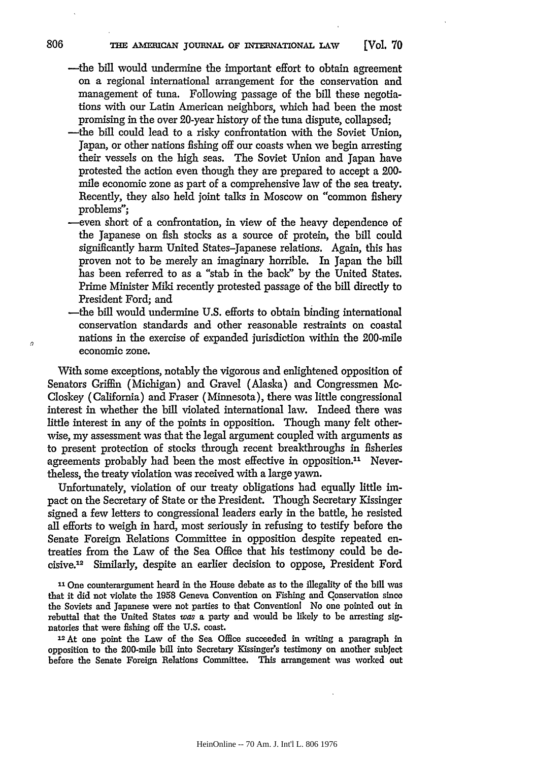—the bill would undermine the important effort to obtain agreement on a regional international arrangement for the conservation and management of tuna. Following passage of the bill these negotiations with our Latin American neighbors, which had been the most promising in the over 20-year history of the tuna dispute, collapsed;

—the bill could lead to a risky confrontation with the Soviet Union, Japan, or other nations fishing off our coasts when we begin arresting their vessels on the high seas. The Soviet Union and Japan have protested the action even though they are prepared to accept a 200-mile economic zone as part of a comprehensive law of the sea treaty. Recently, they also held joint talks in Moscow on "common fishery problems";

—even short of a confrontation, in view of the heavy dependence of the Japanese on fish stocks as a source of protein, the bill could significantly harm United States–Japanese relations. Again, this has proven not to be merely an imaginary horrible. In Japan the bill has been referred to as a "stab in the back" by the United States. Prime Minister Miki recently protested passage of the bill directly to President Ford; and

—the bill would undermine U.S. efforts to obtain binding international conservation standards and other reasonable restraints on coastal nations in the exercise of expanded jurisdiction within the 200-mile economic zone.

With some exceptions, notably the vigorous and enlightened opposition of Senators Griffin (Michigan) and Gravel (Alaska) and Congressmen McCloskey (California) and Fraser (Minnesota), there was little congressional interest in whether the bill violated international law. Indeed there was little interest in any of the points in opposition. Though many felt otherwise, my assessment was that the legal argument coupled with arguments as to present protection of stocks through recent breakthroughs in fisheries agreements probably had been the most effective in opposition.[11] Nevertheless, the treaty violation was received with a large yawn.

Unfortunately, violation of our treaty obligations had equally little impact on the Secretary of State or the President. Though Secretary Kissinger signed a few letters to congressional leaders early in the battle, he resisted all efforts to weigh in hard, most seriously in refusing to testify before the Senate Foreign Relations Committee in opposition despite repeated entreaties from the Law of the Sea Office that his testimony could be decisive.[12] Similarly, despite an earlier decision to oppose, President Ford

[11] One counterargument heard in the House debate as to the illegality of the bill was that it did not violate the 1958 Geneva Convention on Fishing and Conservation since the Soviets and Japanese were not parties to that Convention! No one pointed out in rebuttal that the United States *was* a party and would be likely to be arresting signatories that were fishing off the U.S. coast.

[12] At one point the Law of the Sea Office succeeded in writing a paragraph in opposition to the 200-mile bill into Secretary Kissinger's testimony on another subject before the Senate Foreign Relations Committee. This arrangement was worked out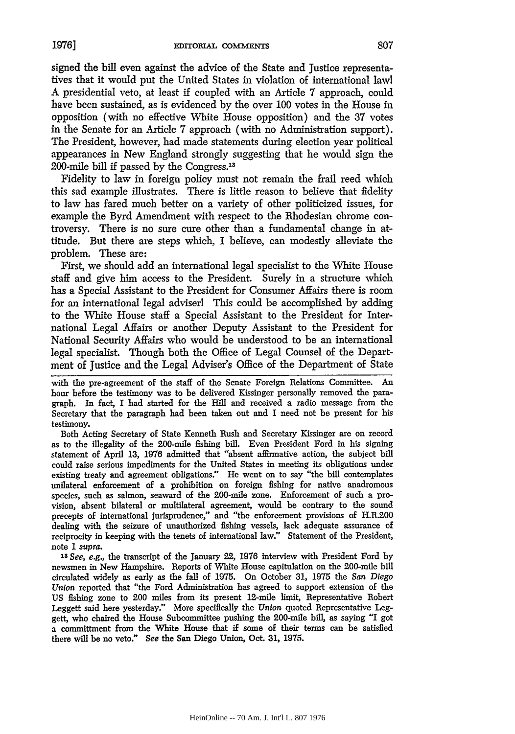signed the bill even against the advice of the State and Justice representatives that it would put the United States in violation of international law! A presidential veto, at least if coupled with an Article 7 approach, could have been sustained, as is evidenced by the over 100 votes in the House in opposition (with no effective White House opposition) and the 37 votes in the Senate for an Article 7 approach (with no Administration support). The President, however, had made statements during election year political appearances in New England strongly suggesting that he would sign the 200-mile bill if passed by the Congress.[13]

Fidelity to law in foreign policy must not remain the frail reed which this sad example illustrates. There is little reason to believe that fidelity to law has fared much better on a variety of other politicized issues, for example the Byrd Amendment with respect to the Rhodesian chrome controversy. There is no sure cure other than a fundamental change in attitude. But there are steps which, I believe, can modestly alleviate the problem. These are:

First, we should add an international legal specialist to the White House staff and give him access to the President. Surely in a structure which has a Special Assistant to the President for Consumer Affairs there is room for an international legal adviser! This could be accomplished by adding to the White House staff a Special Assistant to the President for International Legal Affairs or another Deputy Assistant to the President for National Security Affairs who would be understood to be an international legal specialist. Though both the Office of Legal Counsel of the Department of Justice and the Legal Adviser's Office of the Department of State

---

with the pre-agreement of the staff of the Senate Foreign Relations Committee. An hour before the testimony was to be delivered Kissinger personally removed the paragraph. In fact, I had started for the Hill and received a radio message from the Secretary that the paragraph had been taken out and I need not be present for his testimony.

Both Acting Secretary of State Kenneth Rush and Secretary Kissinger are on record as to the illegality of the 200-mile fishing bill. Even President Ford in his signing statement of April 13, 1976 admitted that "absent affirmative action, the subject bill could raise serious impediments for the United States in meeting its obligations under existing treaty and agreement obligations." He went on to say "the bill contemplates unilateral enforcement of a prohibition on foreign fishing for native anadromous species, such as salmon, seaward of the 200-mile zone. Enforcement of such a provision, absent bilateral or multilateral agreement, would be contrary to the sound precepts of international jurisprudence," and "the enforcement provisions of H.R.200 dealing with the seizure of unauthorized fishing vessels, lack adequate assurance of reciprocity in keeping with the tenets of international law." Statement of the President, note 1 *supra*.

[13] *See, e.g.*, the transcript of the January 22, 1976 interview with President Ford by newsmen in New Hampshire. Reports of White House capitulation on the 200-mile bill circulated widely as early as the fall of 1975. On October 31, 1975 the *San Diego Union* reported that "the Ford Administration has agreed to support extension of the US fishing zone to 200 miles from its present 12-mile limit, Representative Robert Leggett said here yesterday." More specifically the *Union* quoted Representative Leggett, who chaired the House Subcommittee pushing the 200-mile bill, as saying "I got a committment from the White House that if some of their terms can be satisfied there will be no veto." *See* the San Diego Union, Oct. 31, 1975.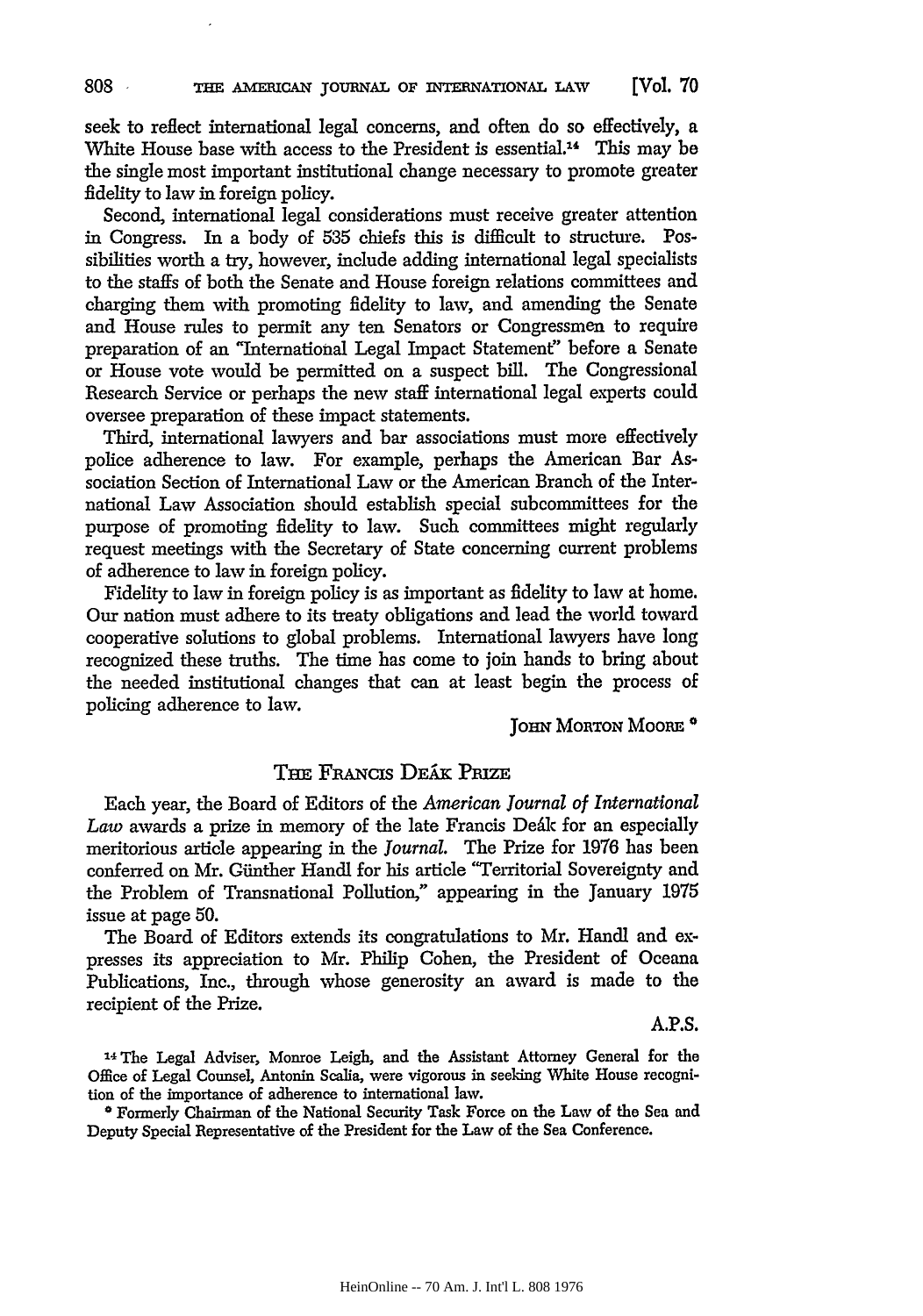seek to reflect international legal concerns, and often do so effectively, a White House base with access to the President is essential.[14] This may be the single most important institutional change necessary to promote greater fidelity to law in foreign policy.

Second, international legal considerations must receive greater attention in Congress. In a body of 535 chiefs this is difficult to structure. Possibilities worth a try, however, include adding international legal specialists to the staffs of both the Senate and House foreign relations committees and charging them with promoting fidelity to law, and amending the Senate and House rules to permit any ten Senators or Congressmen to require preparation of an "International Legal Impact Statement" before a Senate or House vote would be permitted on a suspect bill. The Congressional Research Service or perhaps the new staff international legal experts could oversee preparation of these impact statements.

Third, international lawyers and bar associations must more effectively police adherence to law. For example, perhaps the American Bar Association Section of International Law or the American Branch of the International Law Association should establish special subcommittees for the purpose of promoting fidelity to law. Such committees might regularly request meetings with the Secretary of State concerning current problems of adherence to law in foreign policy.

Fidelity to law in foreign policy is as important as fidelity to law at home. Our nation must adhere to its treaty obligations and lead the world toward cooperative solutions to global problems. International lawyers have long recognized these truths. The time has come to join hands to bring about the needed institutional changes that can at least begin the process of policing adherence to law.

JOHN MORTON MOORE [*]

## THE FRANCIS DEÁK PRIZE

Each year, the Board of Editors of the *American Journal of International Law* awards a prize in memory of the late Francis Deák for an especially meritorious article appearing in the *Journal*. The Prize for 1976 has been conferred on Mr. Günther Handl for his article "Territorial Sovereignty and the Problem of Transnational Pollution," appearing in the January 1975 issue at page 50.

The Board of Editors extends its congratulations to Mr. Handl and expresses its appreciation to Mr. Philip Cohen, the President of Oceana Publications, Inc., through whose generosity an award is made to the recipient of the Prize.

A.P.S.

[14] The Legal Adviser, Monroe Leigh, and the Assistant Attorney General for the Office of Legal Counsel, Antonin Scalia, were vigorous in seeking White House recognition of the importance of adherence to international law.

[*] Formerly Chairman of the National Security Task Force on the Law of the Sea and Deputy Special Representative of the President for the Law of the Sea Conference.